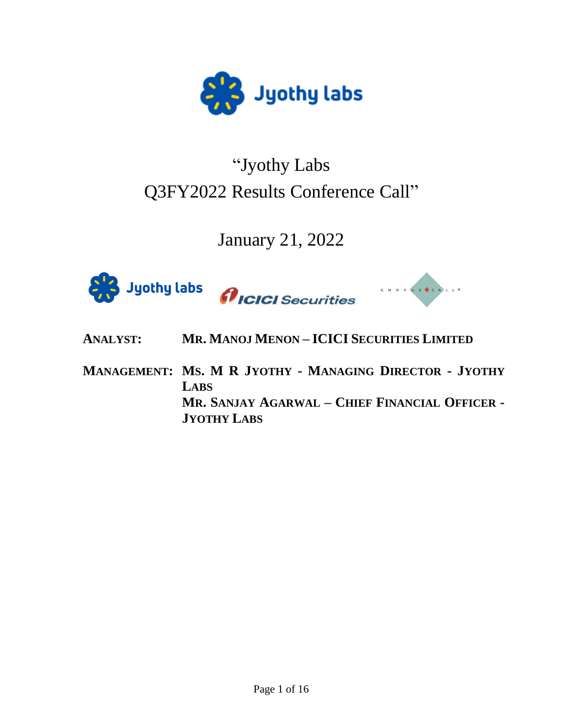# "Jyothy Labs Q3FY2022 Results Conference Call"

## January 21, 2022

**ANALYST:** **MR. MANOJ MENON – ICICI SECURITIES LIMITED**

**MANAGEMENT:** **MS. M R JYOTHY - MANAGING DIRECTOR - JYOTHY LABS**
**MR. SANJAY AGARWAL – CHIEF FINANCIAL OFFICER - JYOTHY LABS**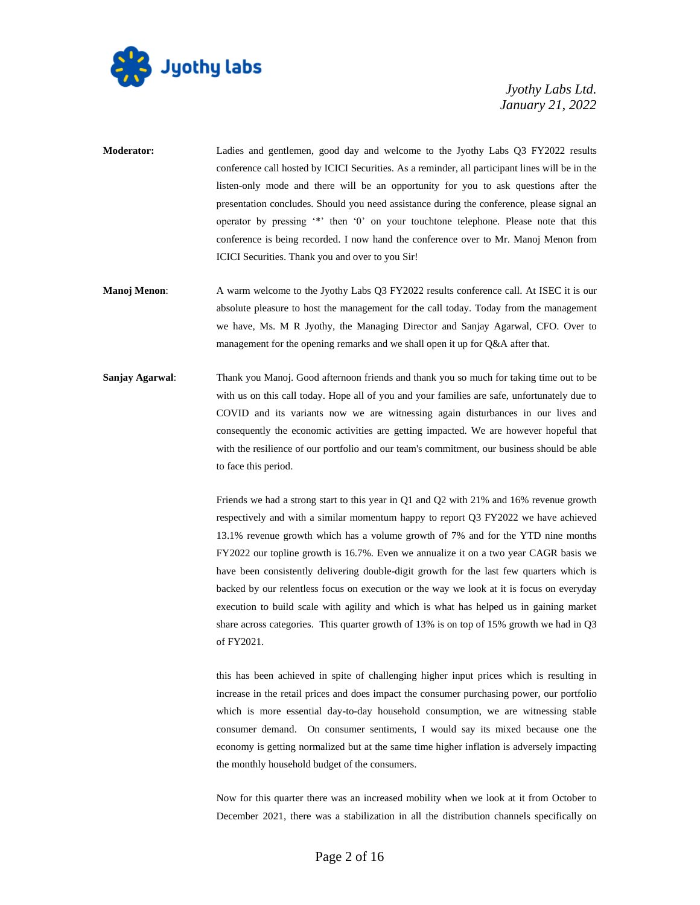**Moderator:** Ladies and gentlemen, good day and welcome to the Jyothy Labs Q3 FY2022 results conference call hosted by ICICI Securities. As a reminder, all participant lines will be in the listen-only mode and there will be an opportunity for you to ask questions after the presentation concludes. Should you need assistance during the conference, please signal an operator by pressing '*' then '0' on your touchtone telephone. Please note that this conference is being recorded. I now hand the conference over to Mr. Manoj Menon from ICICI Securities. Thank you and over to you Sir!

**Manoj Menon**: A warm welcome to the Jyothy Labs Q3 FY2022 results conference call. At ISEC it is our absolute pleasure to host the management for the call today. Today from the management we have, Ms. M R Jyothy, the Managing Director and Sanjay Agarwal, CFO. Over to management for the opening remarks and we shall open it up for Q&A after that.

**Sanjay Agarwal**: Thank you Manoj. Good afternoon friends and thank you so much for taking time out to be with us on this call today. Hope all of you and your families are safe, unfortunately due to COVID and its variants now we are witnessing again disturbances in our lives and consequently the economic activities are getting impacted. We are however hopeful that with the resilience of our portfolio and our team's commitment, our business should be able to face this period.

Friends we had a strong start to this year in Q1 and Q2 with 21% and 16% revenue growth respectively and with a similar momentum happy to report Q3 FY2022 we have achieved 13.1% revenue growth which has a volume growth of 7% and for the YTD nine months FY2022 our topline growth is 16.7%. Even we annualize it on a two year CAGR basis we have been consistently delivering double-digit growth for the last few quarters which is backed by our relentless focus on execution or the way we look at it is focus on everyday execution to build scale with agility and which is what has helped us in gaining market share across categories. This quarter growth of 13% is on top of 15% growth we had in Q3 of FY2021.

this has been achieved in spite of challenging higher input prices which is resulting in increase in the retail prices and does impact the consumer purchasing power, our portfolio which is more essential day-to-day household consumption, we are witnessing stable consumer demand. On consumer sentiments, I would say its mixed because one the economy is getting normalized but at the same time higher inflation is adversely impacting the monthly household budget of the consumers.

Now for this quarter there was an increased mobility when we look at it from October to December 2021, there was a stabilization in all the distribution channels specifically on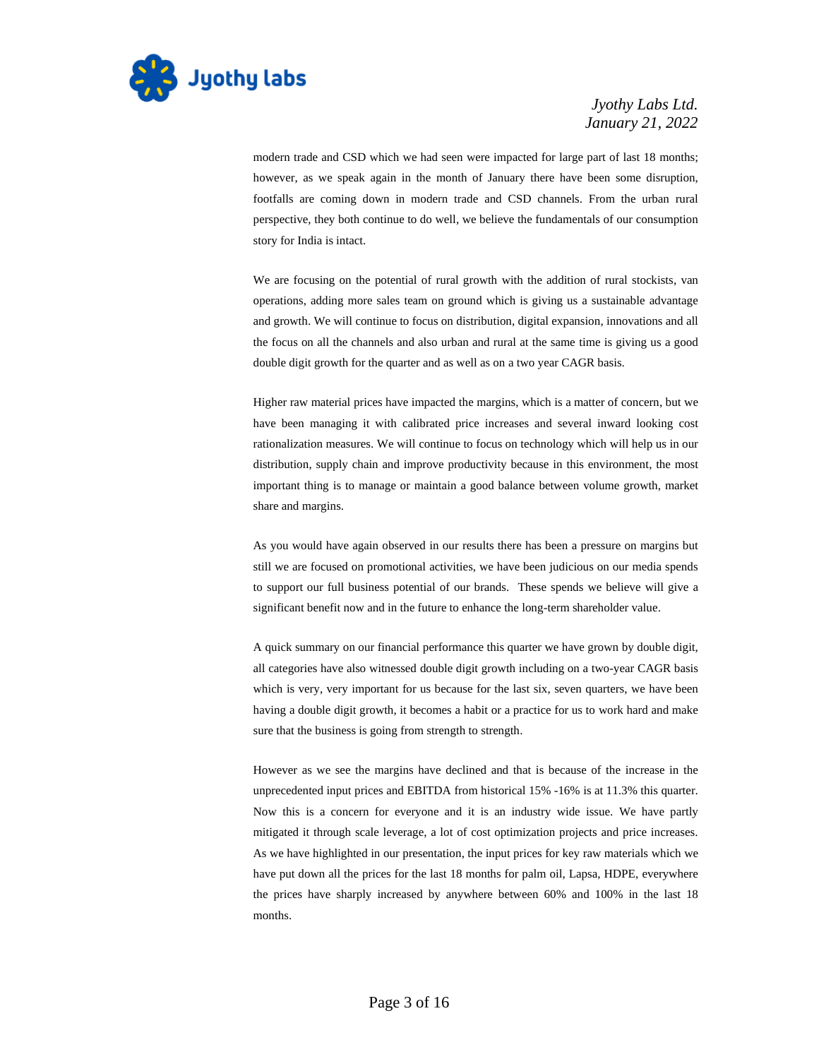modern trade and CSD which we had seen were impacted for large part of last 18 months; however, as we speak again in the month of January there have been some disruption, footfalls are coming down in modern trade and CSD channels. From the urban rural perspective, they both continue to do well, we believe the fundamentals of our consumption story for India is intact.

We are focusing on the potential of rural growth with the addition of rural stockists, van operations, adding more sales team on ground which is giving us a sustainable advantage and growth. We will continue to focus on distribution, digital expansion, innovations and all the focus on all the channels and also urban and rural at the same time is giving us a good double digit growth for the quarter and as well as on a two year CAGR basis.

Higher raw material prices have impacted the margins, which is a matter of concern, but we have been managing it with calibrated price increases and several inward looking cost rationalization measures. We will continue to focus on technology which will help us in our distribution, supply chain and improve productivity because in this environment, the most important thing is to manage or maintain a good balance between volume growth, market share and margins.

As you would have again observed in our results there has been a pressure on margins but still we are focused on promotional activities, we have been judicious on our media spends to support our full business potential of our brands. These spends we believe will give a significant benefit now and in the future to enhance the long-term shareholder value.

A quick summary on our financial performance this quarter we have grown by double digit, all categories have also witnessed double digit growth including on a two-year CAGR basis which is very, very important for us because for the last six, seven quarters, we have been having a double digit growth, it becomes a habit or a practice for us to work hard and make sure that the business is going from strength to strength.

However as we see the margins have declined and that is because of the increase in the unprecedented input prices and EBITDA from historical 15% -16% is at 11.3% this quarter. Now this is a concern for everyone and it is an industry wide issue. We have partly mitigated it through scale leverage, a lot of cost optimization projects and price increases. As we have highlighted in our presentation, the input prices for key raw materials which we have put down all the prices for the last 18 months for palm oil, Lapsa, HDPE, everywhere the prices have sharply increased by anywhere between 60% and 100% in the last 18 months.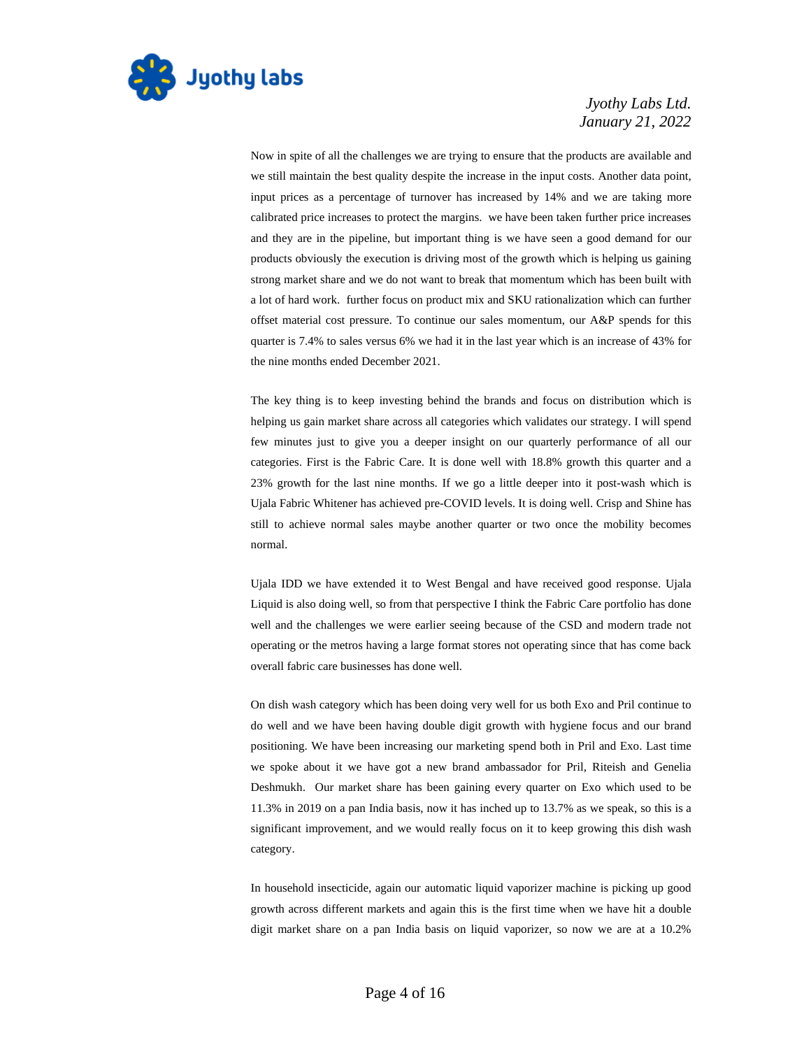Now in spite of all the challenges we are trying to ensure that the products are available and we still maintain the best quality despite the increase in the input costs. Another data point, input prices as a percentage of turnover has increased by 14% and we are taking more calibrated price increases to protect the margins. we have been taken further price increases and they are in the pipeline, but important thing is we have seen a good demand for our products obviously the execution is driving most of the growth which is helping us gaining strong market share and we do not want to break that momentum which has been built with a lot of hard work. further focus on product mix and SKU rationalization which can further offset material cost pressure. To continue our sales momentum, our A&P spends for this quarter is 7.4% to sales versus 6% we had it in the last year which is an increase of 43% for the nine months ended December 2021.

The key thing is to keep investing behind the brands and focus on distribution which is helping us gain market share across all categories which validates our strategy. I will spend few minutes just to give you a deeper insight on our quarterly performance of all our categories. First is the Fabric Care. It is done well with 18.8% growth this quarter and a 23% growth for the last nine months. If we go a little deeper into it post-wash which is Ujala Fabric Whitener has achieved pre-COVID levels. It is doing well. Crisp and Shine has still to achieve normal sales maybe another quarter or two once the mobility becomes normal.

Ujala IDD we have extended it to West Bengal and have received good response. Ujala Liquid is also doing well, so from that perspective I think the Fabric Care portfolio has done well and the challenges we were earlier seeing because of the CSD and modern trade not operating or the metros having a large format stores not operating since that has come back overall fabric care businesses has done well.

On dish wash category which has been doing very well for us both Exo and Pril continue to do well and we have been having double digit growth with hygiene focus and our brand positioning. We have been increasing our marketing spend both in Pril and Exo. Last time we spoke about it we have got a new brand ambassador for Pril, Riteish and Genelia Deshmukh. Our market share has been gaining every quarter on Exo which used to be 11.3% in 2019 on a pan India basis, now it has inched up to 13.7% as we speak, so this is a significant improvement, and we would really focus on it to keep growing this dish wash category.

In household insecticide, again our automatic liquid vaporizer machine is picking up good growth across different markets and again this is the first time when we have hit a double digit market share on a pan India basis on liquid vaporizer, so now we are at a 10.2%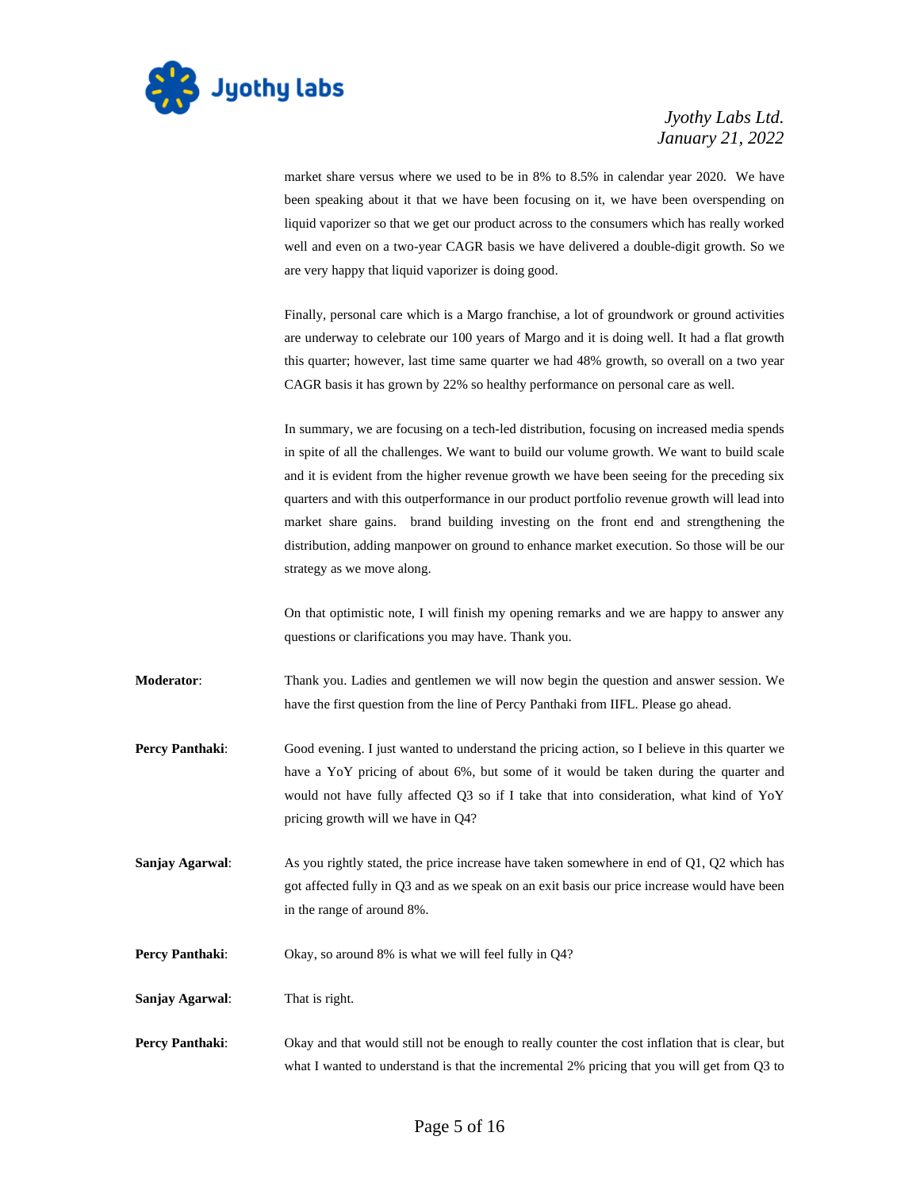market share versus where we used to be in 8% to 8.5% in calendar year 2020. We have been speaking about it that we have been focusing on it, we have been overspending on liquid vaporizer so that we get our product across to the consumers which has really worked well and even on a two-year CAGR basis we have delivered a double-digit growth. So we are very happy that liquid vaporizer is doing good.

Finally, personal care which is a Margo franchise, a lot of groundwork or ground activities are underway to celebrate our 100 years of Margo and it is doing well. It had a flat growth this quarter; however, last time same quarter we had 48% growth, so overall on a two year CAGR basis it has grown by 22% so healthy performance on personal care as well.

In summary, we are focusing on a tech-led distribution, focusing on increased media spends in spite of all the challenges. We want to build our volume growth. We want to build scale and it is evident from the higher revenue growth we have been seeing for the preceding six quarters and with this outperformance in our product portfolio revenue growth will lead into market share gains. brand building investing on the front end and strengthening the distribution, adding manpower on ground to enhance market execution. So those will be our strategy as we move along.

On that optimistic note, I will finish my opening remarks and we are happy to answer any questions or clarifications you may have. Thank you.

**Moderator**: Thank you. Ladies and gentlemen we will now begin the question and answer session. We have the first question from the line of Percy Panthaki from IIFL. Please go ahead.

**Percy Panthaki**: Good evening. I just wanted to understand the pricing action, so I believe in this quarter we have a YoY pricing of about 6%, but some of it would be taken during the quarter and would not have fully affected Q3 so if I take that into consideration, what kind of YoY pricing growth will we have in Q4?

**Sanjay Agarwal**: As you rightly stated, the price increase have taken somewhere in end of Q1, Q2 which has got affected fully in Q3 and as we speak on an exit basis our price increase would have been in the range of around 8%.

**Percy Panthaki**: Okay, so around 8% is what we will feel fully in Q4?

**Sanjay Agarwal**: That is right.

**Percy Panthaki**: Okay and that would still not be enough to really counter the cost inflation that is clear, but what I wanted to understand is that the incremental 2% pricing that you will get from Q3 to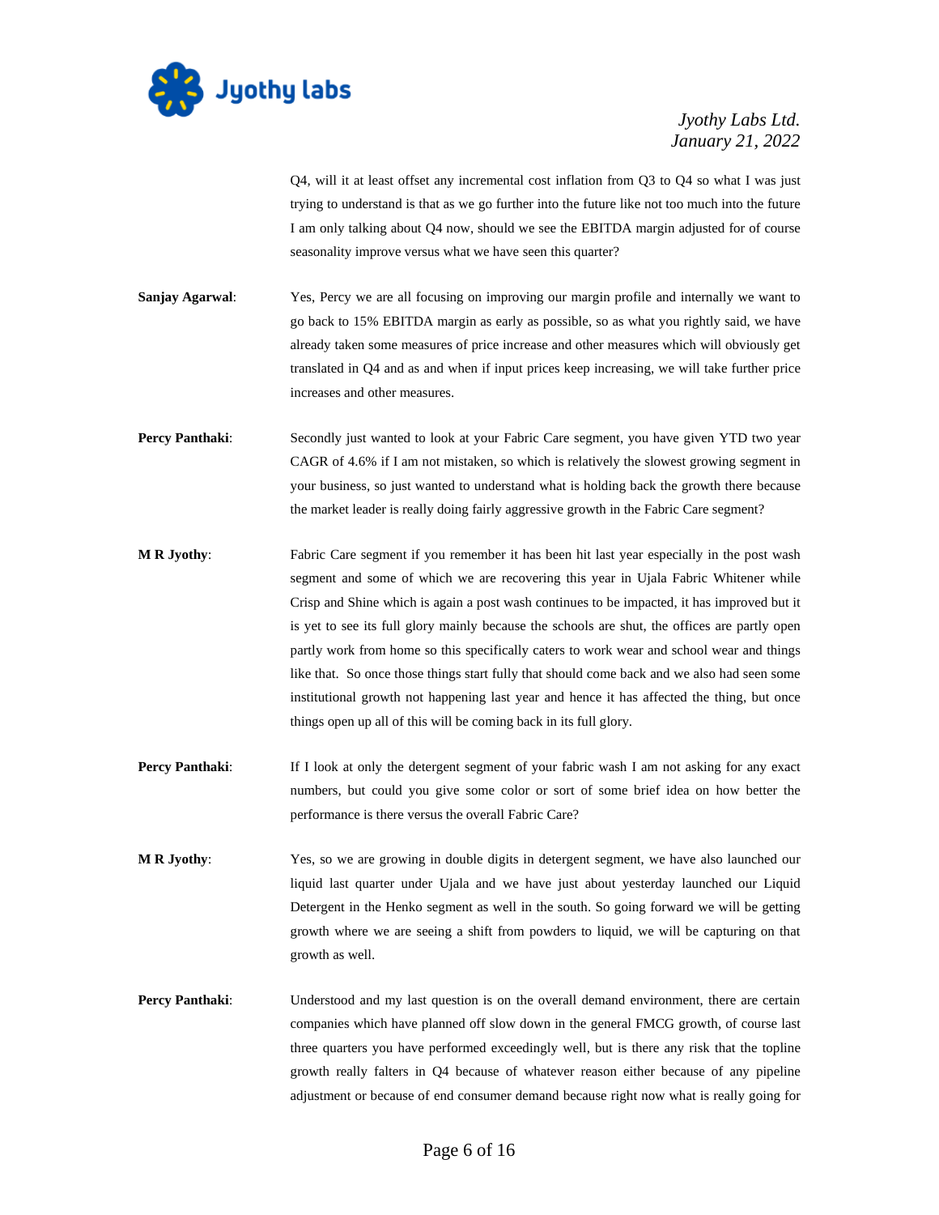Q4, will it at least offset any incremental cost inflation from Q3 to Q4 so what I was just trying to understand is that as we go further into the future like not too much into the future I am only talking about Q4 now, should we see the EBITDA margin adjusted for of course seasonality improve versus what we have seen this quarter?

**Sanjay Agarwal**: Yes, Percy we are all focusing on improving our margin profile and internally we want to go back to 15% EBITDA margin as early as possible, so as what you rightly said, we have already taken some measures of price increase and other measures which will obviously get translated in Q4 and as and when if input prices keep increasing, we will take further price increases and other measures.

**Percy Panthaki**: Secondly just wanted to look at your Fabric Care segment, you have given YTD two year CAGR of 4.6% if I am not mistaken, so which is relatively the slowest growing segment in your business, so just wanted to understand what is holding back the growth there because the market leader is really doing fairly aggressive growth in the Fabric Care segment?

**M R Jyothy**: Fabric Care segment if you remember it has been hit last year especially in the post wash segment and some of which we are recovering this year in Ujala Fabric Whitener while Crisp and Shine which is again a post wash continues to be impacted, it has improved but it is yet to see its full glory mainly because the schools are shut, the offices are partly open partly work from home so this specifically caters to work wear and school wear and things like that. So once those things start fully that should come back and we also had seen some institutional growth not happening last year and hence it has affected the thing, but once things open up all of this will be coming back in its full glory.

**Percy Panthaki**: If I look at only the detergent segment of your fabric wash I am not asking for any exact numbers, but could you give some color or sort of some brief idea on how better the performance is there versus the overall Fabric Care?

**M R Jyothy**: Yes, so we are growing in double digits in detergent segment, we have also launched our liquid last quarter under Ujala and we have just about yesterday launched our Liquid Detergent in the Henko segment as well in the south. So going forward we will be getting growth where we are seeing a shift from powders to liquid, we will be capturing on that growth as well.

**Percy Panthaki**: Understood and my last question is on the overall demand environment, there are certain companies which have planned off slow down in the general FMCG growth, of course last three quarters you have performed exceedingly well, but is there any risk that the topline growth really falters in Q4 because of whatever reason either because of any pipeline adjustment or because of end consumer demand because right now what is really going for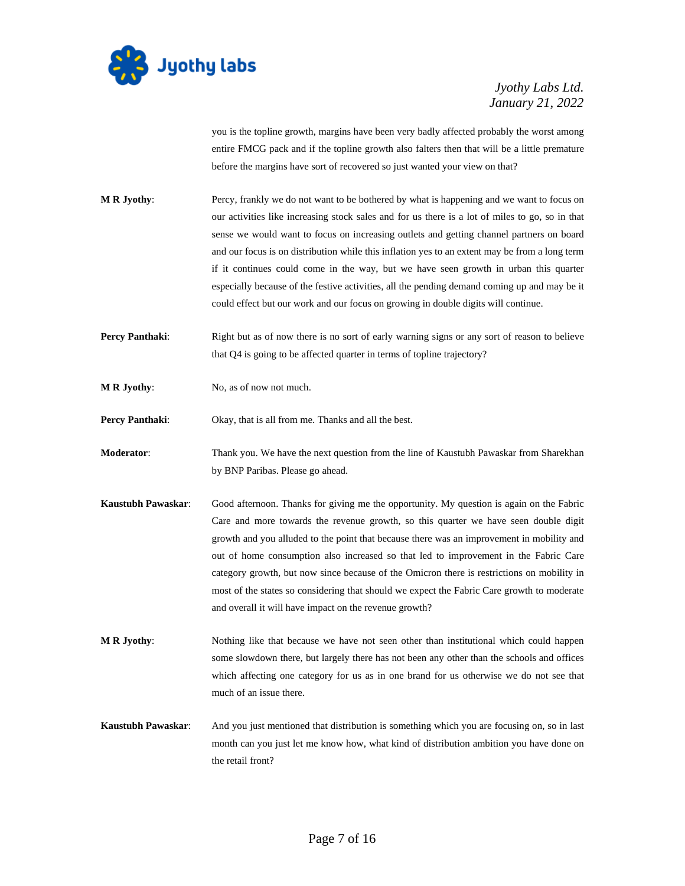you is the topline growth, margins have been very badly affected probably the worst among entire FMCG pack and if the topline growth also falters then that will be a little premature before the margins have sort of recovered so just wanted your view on that?

**M R Jyothy**: Percy, frankly we do not want to be bothered by what is happening and we want to focus on our activities like increasing stock sales and for us there is a lot of miles to go, so in that sense we would want to focus on increasing outlets and getting channel partners on board and our focus is on distribution while this inflation yes to an extent may be from a long term if it continues could come in the way, but we have seen growth in urban this quarter especially because of the festive activities, all the pending demand coming up and may be it could effect but our work and our focus on growing in double digits will continue.

**Percy Panthaki**: Right but as of now there is no sort of early warning signs or any sort of reason to believe that Q4 is going to be affected quarter in terms of topline trajectory?

**M R Jyothy**: No, as of now not much.

**Percy Panthaki**: Okay, that is all from me. Thanks and all the best.

**Moderator**: Thank you. We have the next question from the line of Kaustubh Pawaskar from Sharekhan by BNP Paribas. Please go ahead.

**Kaustubh Pawaskar**: Good afternoon. Thanks for giving me the opportunity. My question is again on the Fabric Care and more towards the revenue growth, so this quarter we have seen double digit growth and you alluded to the point that because there was an improvement in mobility and out of home consumption also increased so that led to improvement in the Fabric Care category growth, but now since because of the Omicron there is restrictions on mobility in most of the states so considering that should we expect the Fabric Care growth to moderate and overall it will have impact on the revenue growth?

**M R Jyothy**: Nothing like that because we have not seen other than institutional which could happen some slowdown there, but largely there has not been any other than the schools and offices which affecting one category for us as in one brand for us otherwise we do not see that much of an issue there.

**Kaustubh Pawaskar**: And you just mentioned that distribution is something which you are focusing on, so in last month can you just let me know how, what kind of distribution ambition you have done on the retail front?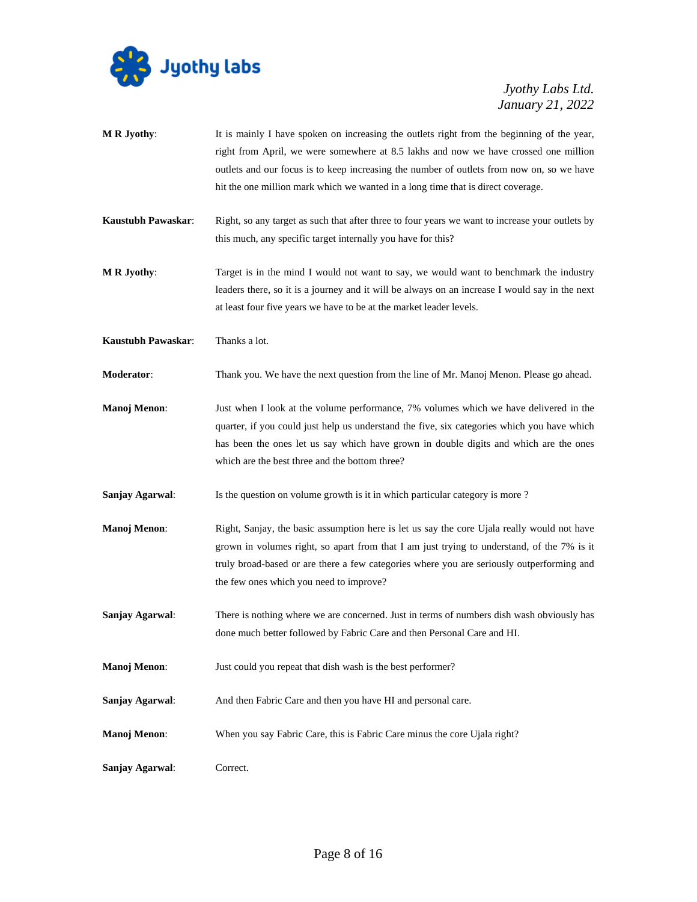**M R Jyothy**: It is mainly I have spoken on increasing the outlets right from the beginning of the year, right from April, we were somewhere at 8.5 lakhs and now we have crossed one million outlets and our focus is to keep increasing the number of outlets from now on, so we have hit the one million mark which we wanted in a long time that is direct coverage.

**Kaustubh Pawaskar**: Right, so any target as such that after three to four years we want to increase your outlets by this much, any specific target internally you have for this?

**M R Jyothy**: Target is in the mind I would not want to say, we would want to benchmark the industry leaders there, so it is a journey and it will be always on an increase I would say in the next at least four five years we have to be at the market leader levels.

**Kaustubh Pawaskar**: Thanks a lot.

**Moderator**: Thank you. We have the next question from the line of Mr. Manoj Menon. Please go ahead.

**Manoj Menon**: Just when I look at the volume performance, 7% volumes which we have delivered in the quarter, if you could just help us understand the five, six categories which you have which has been the ones let us say which have grown in double digits and which are the ones which are the best three and the bottom three?

**Sanjay Agarwal**: Is the question on volume growth is it in which particular category is more ?

**Manoj Menon**: Right, Sanjay, the basic assumption here is let us say the core Ujala really would not have grown in volumes right, so apart from that I am just trying to understand, of the 7% is it truly broad-based or are there a few categories where you are seriously outperforming and the few ones which you need to improve?

**Sanjay Agarwal**: There is nothing where we are concerned. Just in terms of numbers dish wash obviously has done much better followed by Fabric Care and then Personal Care and HI.

**Manoj Menon**: Just could you repeat that dish wash is the best performer?

**Sanjay Agarwal**: And then Fabric Care and then you have HI and personal care.

**Manoj Menon**: When you say Fabric Care, this is Fabric Care minus the core Ujala right?

**Sanjay Agarwal**: Correct.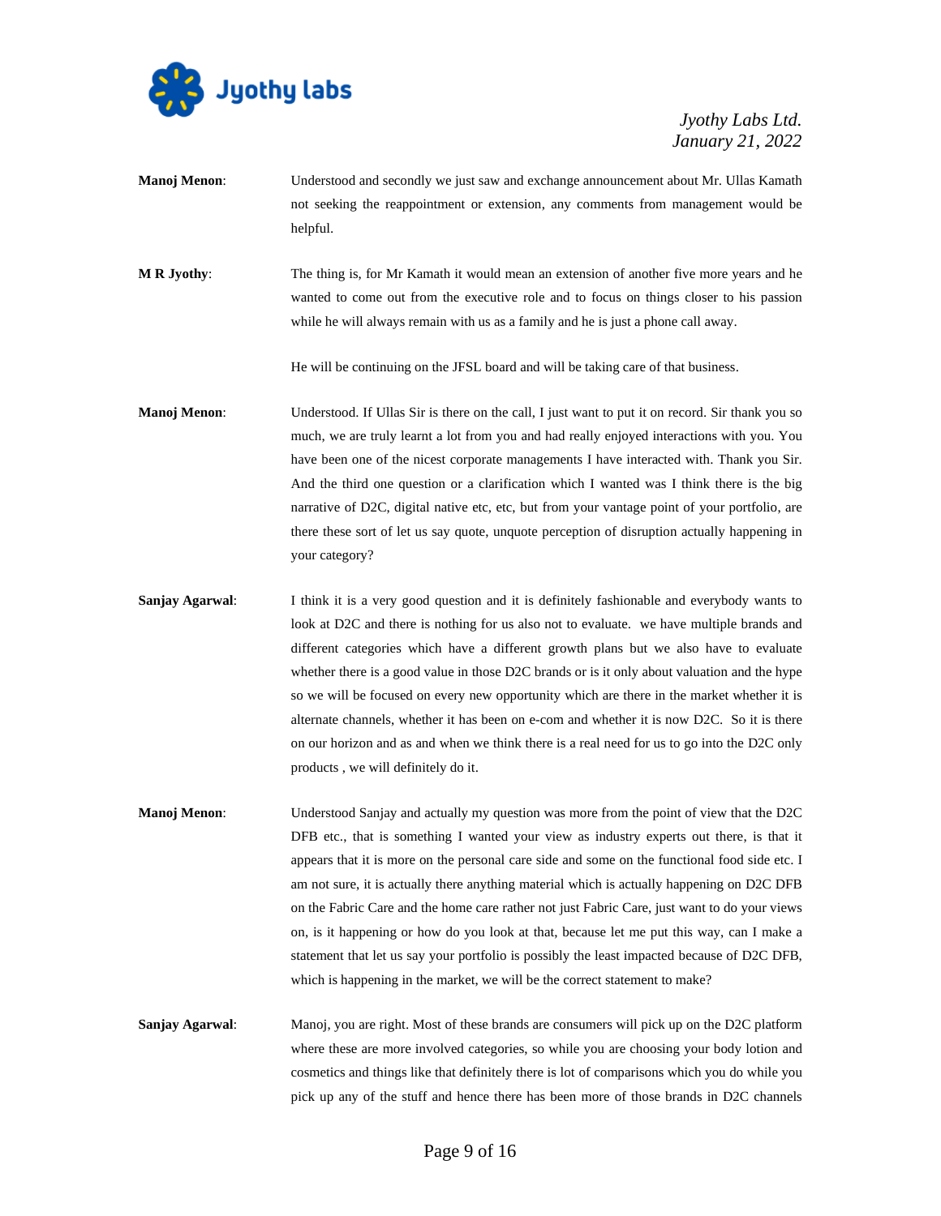**Manoj Menon**: Understood and secondly we just saw and exchange announcement about Mr. Ullas Kamath not seeking the reappointment or extension, any comments from management would be helpful.

**M R Jyothy**: The thing is, for Mr Kamath it would mean an extension of another five more years and he wanted to come out from the executive role and to focus on things closer to his passion while he will always remain with us as a family and he is just a phone call away.

He will be continuing on the JFSL board and will be taking care of that business.

**Manoj Menon**: Understood. If Ullas Sir is there on the call, I just want to put it on record. Sir thank you so much, we are truly learnt a lot from you and had really enjoyed interactions with you. You have been one of the nicest corporate managements I have interacted with. Thank you Sir. And the third one question or a clarification which I wanted was I think there is the big narrative of D2C, digital native etc, etc, but from your vantage point of your portfolio, are there these sort of let us say quote, unquote perception of disruption actually happening in your category?

**Sanjay Agarwal**: I think it is a very good question and it is definitely fashionable and everybody wants to look at D2C and there is nothing for us also not to evaluate. we have multiple brands and different categories which have a different growth plans but we also have to evaluate whether there is a good value in those D2C brands or is it only about valuation and the hype so we will be focused on every new opportunity which are there in the market whether it is alternate channels, whether it has been on e-com and whether it is now D2C. So it is there on our horizon and as and when we think there is a real need for us to go into the D2C only products , we will definitely do it.

**Manoj Menon**: Understood Sanjay and actually my question was more from the point of view that the D2C DFB etc., that is something I wanted your view as industry experts out there, is that it appears that it is more on the personal care side and some on the functional food side etc. I am not sure, it is actually there anything material which is actually happening on D2C DFB on the Fabric Care and the home care rather not just Fabric Care, just want to do your views on, is it happening or how do you look at that, because let me put this way, can I make a statement that let us say your portfolio is possibly the least impacted because of D2C DFB, which is happening in the market, we will be the correct statement to make?

**Sanjay Agarwal**: Manoj, you are right. Most of these brands are consumers will pick up on the D2C platform where these are more involved categories, so while you are choosing your body lotion and cosmetics and things like that definitely there is lot of comparisons which you do while you pick up any of the stuff and hence there has been more of those brands in D2C channels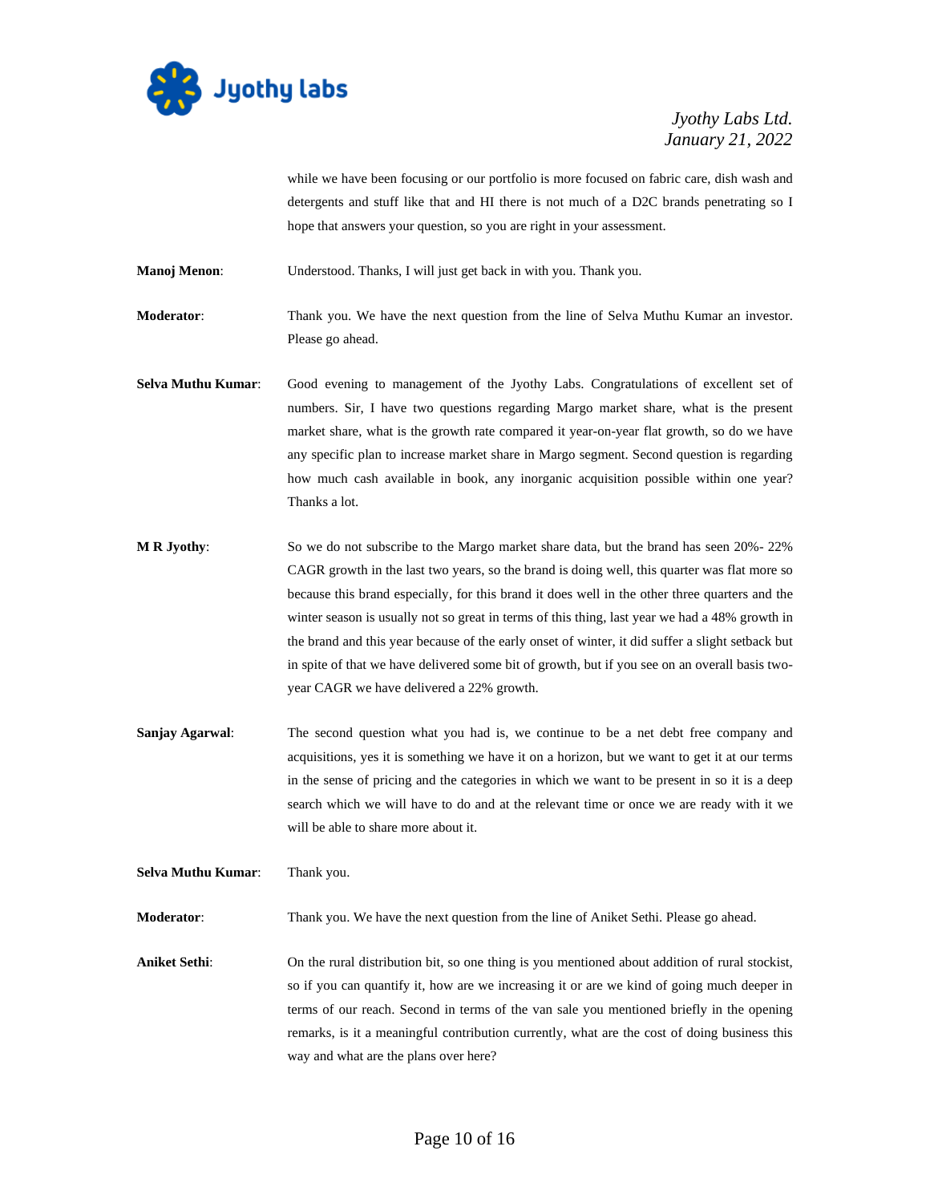while we have been focusing or our portfolio is more focused on fabric care, dish wash and detergents and stuff like that and HI there is not much of a D2C brands penetrating so I hope that answers your question, so you are right in your assessment.

**Manoj Menon**: Understood. Thanks, I will just get back in with you. Thank you.

**Moderator**: Thank you. We have the next question from the line of Selva Muthu Kumar an investor. Please go ahead.

**Selva Muthu Kumar**: Good evening to management of the Jyothy Labs. Congratulations of excellent set of numbers. Sir, I have two questions regarding Margo market share, what is the present market share, what is the growth rate compared it year-on-year flat growth, so do we have any specific plan to increase market share in Margo segment. Second question is regarding how much cash available in book, any inorganic acquisition possible within one year? Thanks a lot.

**M R Jyothy**: So we do not subscribe to the Margo market share data, but the brand has seen 20%- 22% CAGR growth in the last two years, so the brand is doing well, this quarter was flat more so because this brand especially, for this brand it does well in the other three quarters and the winter season is usually not so great in terms of this thing, last year we had a 48% growth in the brand and this year because of the early onset of winter, it did suffer a slight setback but in spite of that we have delivered some bit of growth, but if you see on an overall basis two-year CAGR we have delivered a 22% growth.

**Sanjay Agarwal**: The second question what you had is, we continue to be a net debt free company and acquisitions, yes it is something we have it on a horizon, but we want to get it at our terms in the sense of pricing and the categories in which we want to be present in so it is a deep search which we will have to do and at the relevant time or once we are ready with it we will be able to share more about it.

**Selva Muthu Kumar**: Thank you.

**Moderator**: Thank you. We have the next question from the line of Aniket Sethi. Please go ahead.

**Aniket Sethi**: On the rural distribution bit, so one thing is you mentioned about addition of rural stockist, so if you can quantify it, how are we increasing it or are we kind of going much deeper in terms of our reach. Second in terms of the van sale you mentioned briefly in the opening remarks, is it a meaningful contribution currently, what are the cost of doing business this way and what are the plans over here?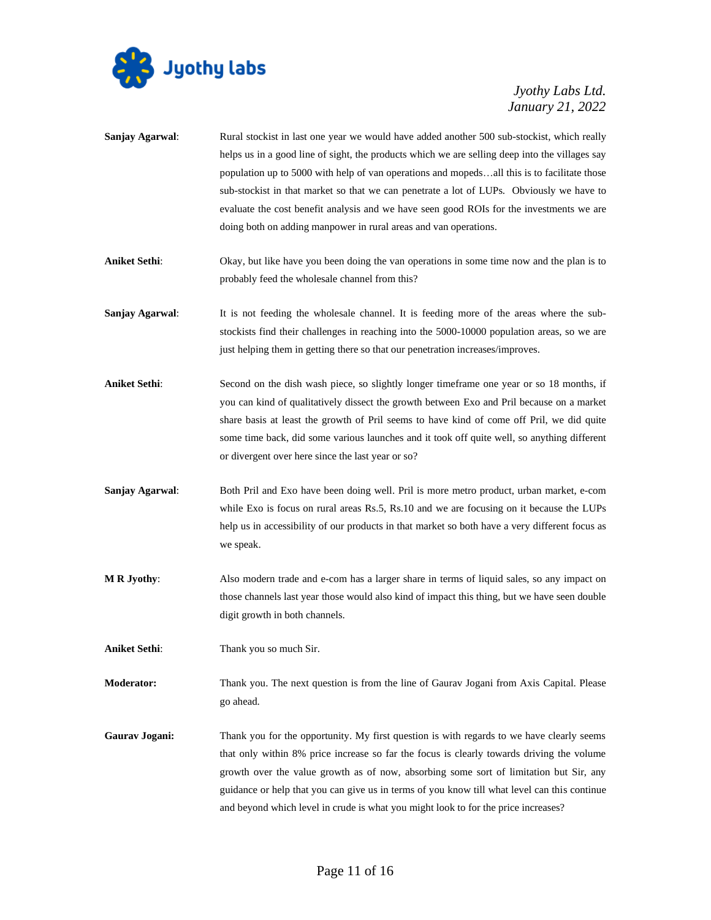**Sanjay Agarwal**: Rural stockist in last one year we would have added another 500 sub-stockist, which really helps us in a good line of sight, the products which we are selling deep into the villages say population up to 5000 with help of van operations and mopeds…all this is to facilitate those sub-stockist in that market so that we can penetrate a lot of LUPs. Obviously we have to evaluate the cost benefit analysis and we have seen good ROIs for the investments we are doing both on adding manpower in rural areas and van operations.

**Aniket Sethi**: Okay, but like have you been doing the van operations in some time now and the plan is to probably feed the wholesale channel from this?

**Sanjay Agarwal**: It is not feeding the wholesale channel. It is feeding more of the areas where the sub-stockists find their challenges in reaching into the 5000-10000 population areas, so we are just helping them in getting there so that our penetration increases/improves.

**Aniket Sethi**: Second on the dish wash piece, so slightly longer timeframe one year or so 18 months, if you can kind of qualitatively dissect the growth between Exo and Pril because on a market share basis at least the growth of Pril seems to have kind of come off Pril, we did quite some time back, did some various launches and it took off quite well, so anything different or divergent over here since the last year or so?

**Sanjay Agarwal**: Both Pril and Exo have been doing well. Pril is more metro product, urban market, e-com while Exo is focus on rural areas Rs.5, Rs.10 and we are focusing on it because the LUPs help us in accessibility of our products in that market so both have a very different focus as we speak.

**M R Jyothy**: Also modern trade and e-com has a larger share in terms of liquid sales, so any impact on those channels last year those would also kind of impact this thing, but we have seen double digit growth in both channels.

**Aniket Sethi**: Thank you so much Sir.

**Moderator:** Thank you. The next question is from the line of Gaurav Jogani from Axis Capital. Please go ahead.

**Gaurav Jogani:** Thank you for the opportunity. My first question is with regards to we have clearly seems that only within 8% price increase so far the focus is clearly towards driving the volume growth over the value growth as of now, absorbing some sort of limitation but Sir, any guidance or help that you can give us in terms of you know till what level can this continue and beyond which level in crude is what you might look to for the price increases?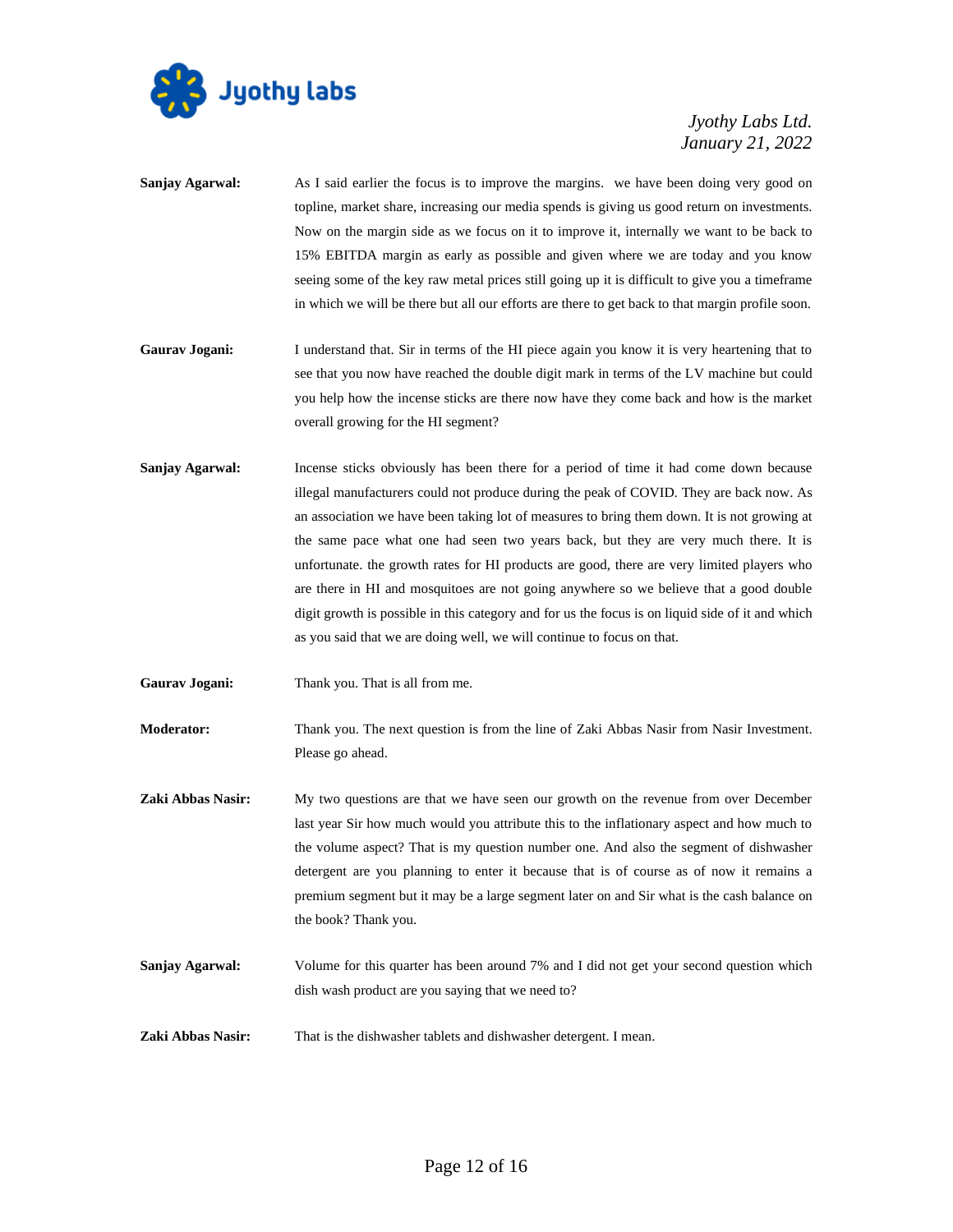**Sanjay Agarwal:** As I said earlier the focus is to improve the margins. we have been doing very good on topline, market share, increasing our media spends is giving us good return on investments. Now on the margin side as we focus on it to improve it, internally we want to be back to 15% EBITDA margin as early as possible and given where we are today and you know seeing some of the key raw metal prices still going up it is difficult to give you a timeframe in which we will be there but all our efforts are there to get back to that margin profile soon.

**Gaurav Jogani:** I understand that. Sir in terms of the HI piece again you know it is very heartening that to see that you now have reached the double digit mark in terms of the LV machine but could you help how the incense sticks are there now have they come back and how is the market overall growing for the HI segment?

**Sanjay Agarwal:** Incense sticks obviously has been there for a period of time it had come down because illegal manufacturers could not produce during the peak of COVID. They are back now. As an association we have been taking lot of measures to bring them down. It is not growing at the same pace what one had seen two years back, but they are very much there. It is unfortunate. the growth rates for HI products are good, there are very limited players who are there in HI and mosquitoes are not going anywhere so we believe that a good double digit growth is possible in this category and for us the focus is on liquid side of it and which as you said that we are doing well, we will continue to focus on that.

**Gaurav Jogani:** Thank you. That is all from me.

**Moderator:** Thank you. The next question is from the line of Zaki Abbas Nasir from Nasir Investment. Please go ahead.

**Zaki Abbas Nasir:** My two questions are that we have seen our growth on the revenue from over December last year Sir how much would you attribute this to the inflationary aspect and how much to the volume aspect? That is my question number one. And also the segment of dishwasher detergent are you planning to enter it because that is of course as of now it remains a premium segment but it may be a large segment later on and Sir what is the cash balance on the book? Thank you.

**Sanjay Agarwal:** Volume for this quarter has been around 7% and I did not get your second question which dish wash product are you saying that we need to?

**Zaki Abbas Nasir:** That is the dishwasher tablets and dishwasher detergent. I mean.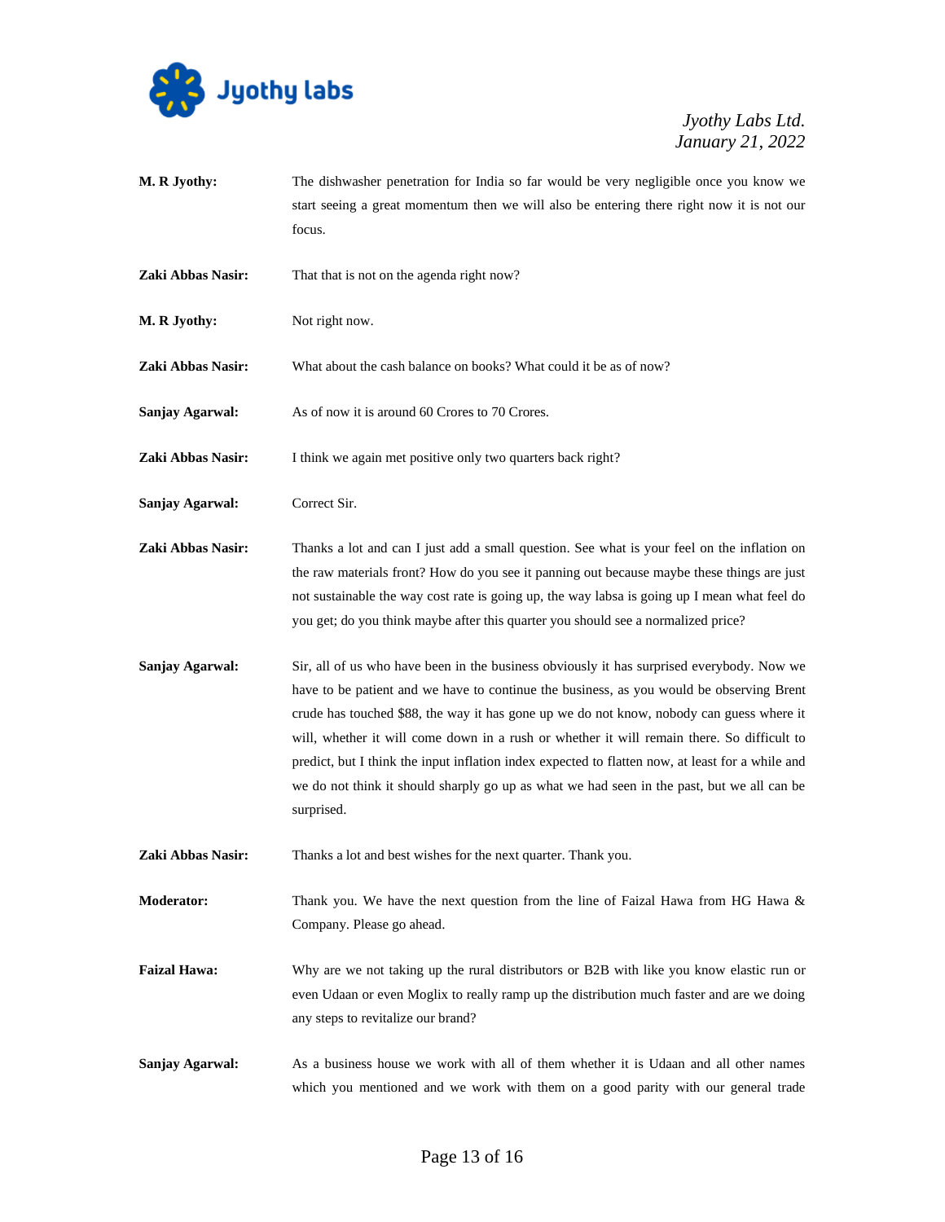**M. R Jyothy:** The dishwasher penetration for India so far would be very negligible once you know we start seeing a great momentum then we will also be entering there right now it is not our focus.

**Zaki Abbas Nasir:** That that is not on the agenda right now?

**M. R Jyothy:** Not right now.

**Zaki Abbas Nasir:** What about the cash balance on books? What could it be as of now?

**Sanjay Agarwal:** As of now it is around 60 Crores to 70 Crores.

**Zaki Abbas Nasir:** I think we again met positive only two quarters back right?

**Sanjay Agarwal:** Correct Sir.

**Zaki Abbas Nasir:** Thanks a lot and can I just add a small question. See what is your feel on the inflation on the raw materials front? How do you see it panning out because maybe these things are just not sustainable the way cost rate is going up, the way labsa is going up I mean what feel do you get; do you think maybe after this quarter you should see a normalized price?

**Sanjay Agarwal:** Sir, all of us who have been in the business obviously it has surprised everybody. Now we have to be patient and we have to continue the business, as you would be observing Brent crude has touched $88, the way it has gone up we do not know, nobody can guess where it will, whether it will come down in a rush or whether it will remain there. So difficult to predict, but I think the input inflation index expected to flatten now, at least for a while and we do not think it should sharply go up as what we had seen in the past, but we all can be surprised.

**Zaki Abbas Nasir:** Thanks a lot and best wishes for the next quarter. Thank you.

**Moderator:** Thank you. We have the next question from the line of Faizal Hawa from HG Hawa & Company. Please go ahead.

**Faizal Hawa:** Why are we not taking up the rural distributors or B2B with like you know elastic run or even Udaan or even Moglix to really ramp up the distribution much faster and are we doing any steps to revitalize our brand?

**Sanjay Agarwal:** As a business house we work with all of them whether it is Udaan and all other names which you mentioned and we work with them on a good parity with our general trade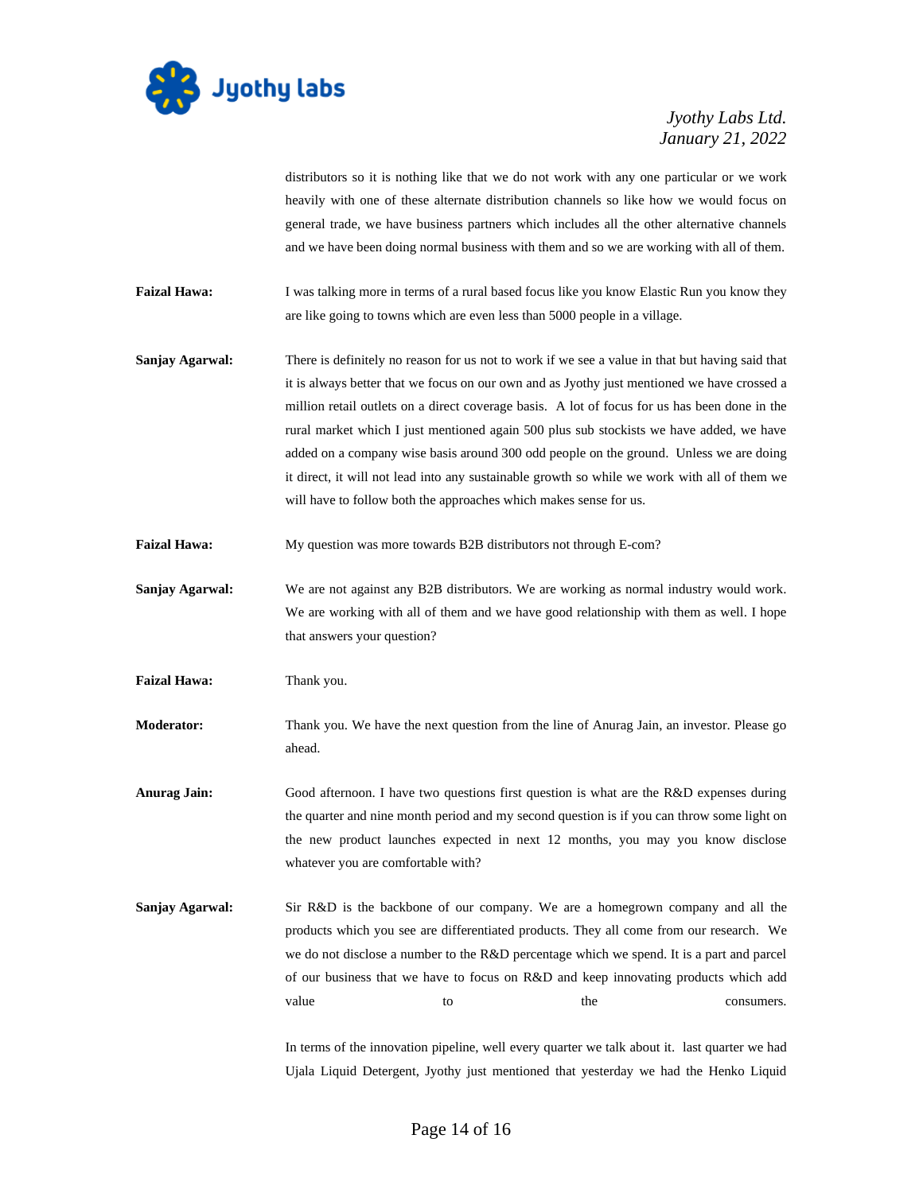distributors so it is nothing like that we do not work with any one particular or we work heavily with one of these alternate distribution channels so like how we would focus on general trade, we have business partners which includes all the other alternative channels and we have been doing normal business with them and so we are working with all of them.

**Faizal Hawa:** I was talking more in terms of a rural based focus like you know Elastic Run you know they are like going to towns which are even less than 5000 people in a village.

**Sanjay Agarwal:** There is definitely no reason for us not to work if we see a value in that but having said that it is always better that we focus on our own and as Jyothy just mentioned we have crossed a million retail outlets on a direct coverage basis. A lot of focus for us has been done in the rural market which I just mentioned again 500 plus sub stockists we have added, we have added on a company wise basis around 300 odd people on the ground. Unless we are doing it direct, it will not lead into any sustainable growth so while we work with all of them we will have to follow both the approaches which makes sense for us.

**Faizal Hawa:** My question was more towards B2B distributors not through E-com?

**Sanjay Agarwal:** We are not against any B2B distributors. We are working as normal industry would work. We are working with all of them and we have good relationship with them as well. I hope that answers your question?

**Faizal Hawa:** Thank you.

**Moderator:** Thank you. We have the next question from the line of Anurag Jain, an investor. Please go ahead.

**Anurag Jain:** Good afternoon. I have two questions first question is what are the R&D expenses during the quarter and nine month period and my second question is if you can throw some light on the new product launches expected in next 12 months, you may you know disclose whatever you are comfortable with?

**Sanjay Agarwal:** Sir R&D is the backbone of our company. We are a homegrown company and all the products which you see are differentiated products. They all come from our research. We we do not disclose a number to the R&D percentage which we spend. It is a part and parcel of our business that we have to focus on R&D and keep innovating products which add value to the consumers.

In terms of the innovation pipeline, well every quarter we talk about it. last quarter we had Ujala Liquid Detergent, Jyothy just mentioned that yesterday we had the Henko Liquid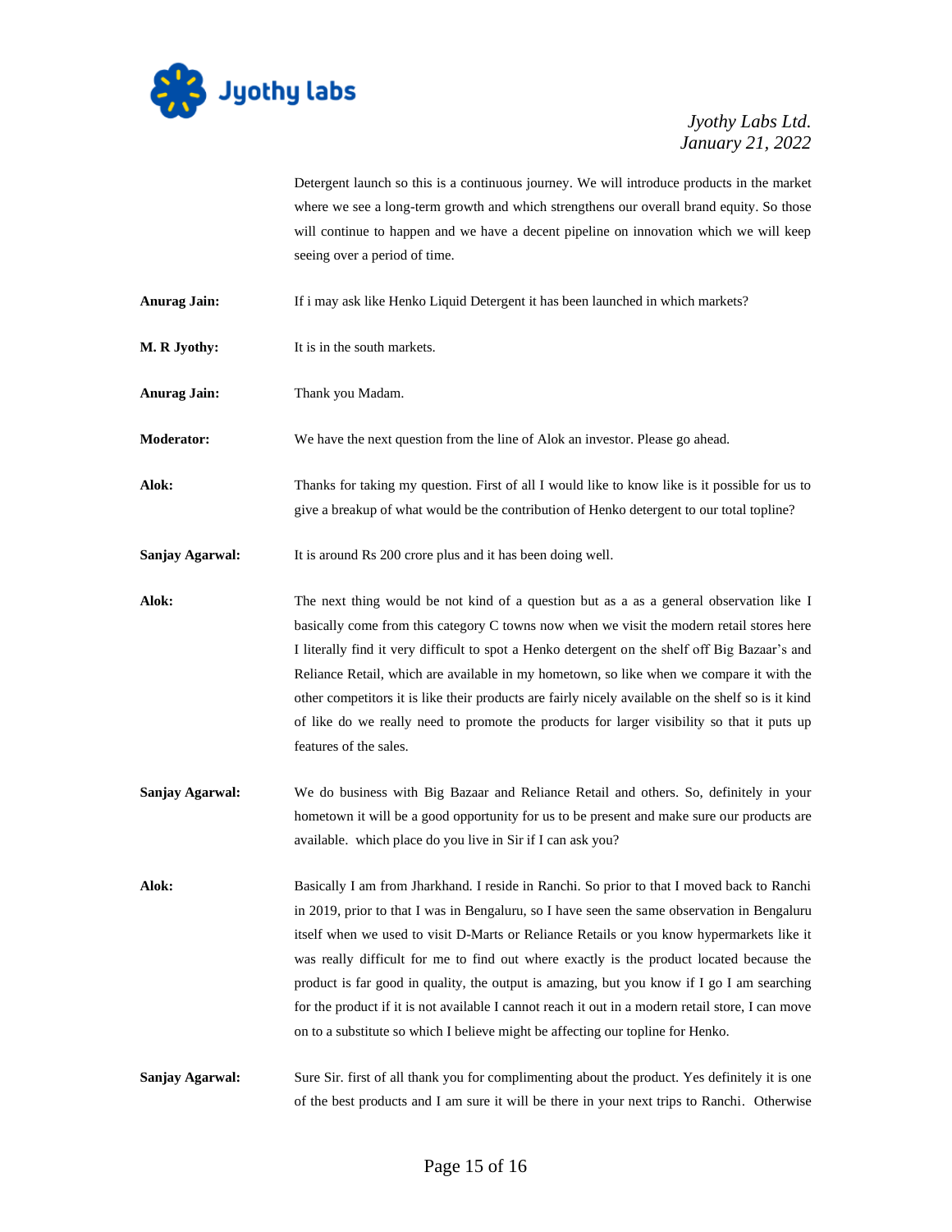Detergent launch so this is a continuous journey. We will introduce products in the market where we see a long-term growth and which strengthens our overall brand equity. So those will continue to happen and we have a decent pipeline on innovation which we will keep seeing over a period of time.

**Anurag Jain:** If i may ask like Henko Liquid Detergent it has been launched in which markets?

**M. R Jyothy:** It is in the south markets.

**Anurag Jain:** Thank you Madam.

**Moderator:** We have the next question from the line of Alok an investor. Please go ahead.

**Alok:** Thanks for taking my question. First of all I would like to know like is it possible for us to give a breakup of what would be the contribution of Henko detergent to our total topline?

**Sanjay Agarwal:** It is around Rs 200 crore plus and it has been doing well.

**Alok:** The next thing would be not kind of a question but as a as a general observation like I basically come from this category C towns now when we visit the modern retail stores here I literally find it very difficult to spot a Henko detergent on the shelf off Big Bazaar's and Reliance Retail, which are available in my hometown, so like when we compare it with the other competitors it is like their products are fairly nicely available on the shelf so is it kind of like do we really need to promote the products for larger visibility so that it puts up features of the sales.

**Sanjay Agarwal:** We do business with Big Bazaar and Reliance Retail and others. So, definitely in your hometown it will be a good opportunity for us to be present and make sure our products are available. which place do you live in Sir if I can ask you?

**Alok:** Basically I am from Jharkhand. I reside in Ranchi. So prior to that I moved back to Ranchi in 2019, prior to that I was in Bengaluru, so I have seen the same observation in Bengaluru itself when we used to visit D-Marts or Reliance Retails or you know hypermarkets like it was really difficult for me to find out where exactly is the product located because the product is far good in quality, the output is amazing, but you know if I go I am searching for the product if it is not available I cannot reach it out in a modern retail store, I can move on to a substitute so which I believe might be affecting our topline for Henko.

**Sanjay Agarwal:** Sure Sir. first of all thank you for complimenting about the product. Yes definitely it is one of the best products and I am sure it will be there in your next trips to Ranchi. Otherwise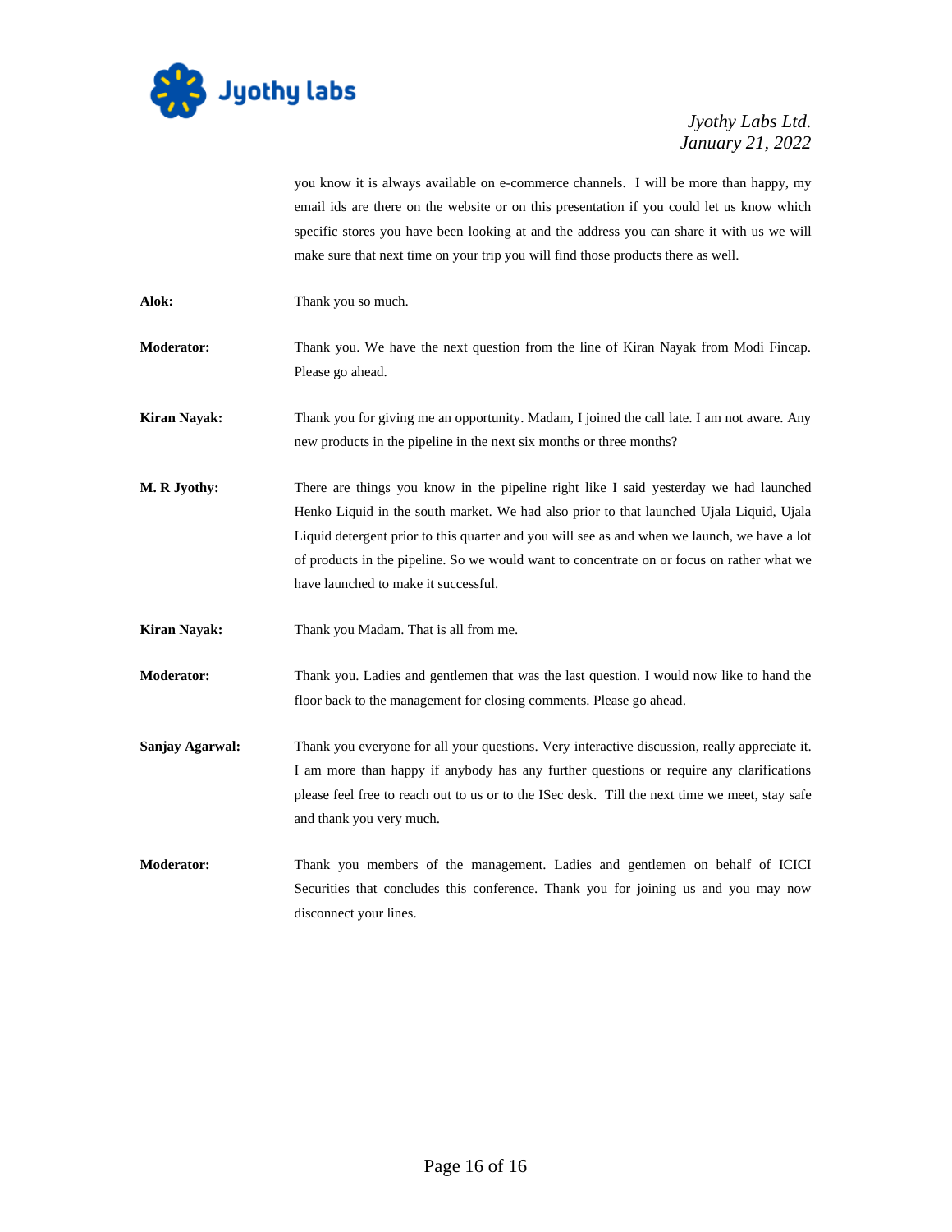you know it is always available on e-commerce channels. I will be more than happy, my email ids are there on the website or on this presentation if you could let us know which specific stores you have been looking at and the address you can share it with us we will make sure that next time on your trip you will find those products there as well.

**Alok:** Thank you so much.

**Moderator:** Thank you. We have the next question from the line of Kiran Nayak from Modi Fincap. Please go ahead.

**Kiran Nayak:** Thank you for giving me an opportunity. Madam, I joined the call late. I am not aware. Any new products in the pipeline in the next six months or three months?

**M. R Jyothy:** There are things you know in the pipeline right like I said yesterday we had launched Henko Liquid in the south market. We had also prior to that launched Ujala Liquid, Ujala Liquid detergent prior to this quarter and you will see as and when we launch, we have a lot of products in the pipeline. So we would want to concentrate on or focus on rather what we have launched to make it successful.

**Kiran Nayak:** Thank you Madam. That is all from me.

**Moderator:** Thank you. Ladies and gentlemen that was the last question. I would now like to hand the floor back to the management for closing comments. Please go ahead.

**Sanjay Agarwal:** Thank you everyone for all your questions. Very interactive discussion, really appreciate it. I am more than happy if anybody has any further questions or require any clarifications please feel free to reach out to us or to the ISec desk. Till the next time we meet, stay safe and thank you very much.

**Moderator:** Thank you members of the management. Ladies and gentlemen on behalf of ICICI Securities that concludes this conference. Thank you for joining us and you may now disconnect your lines.